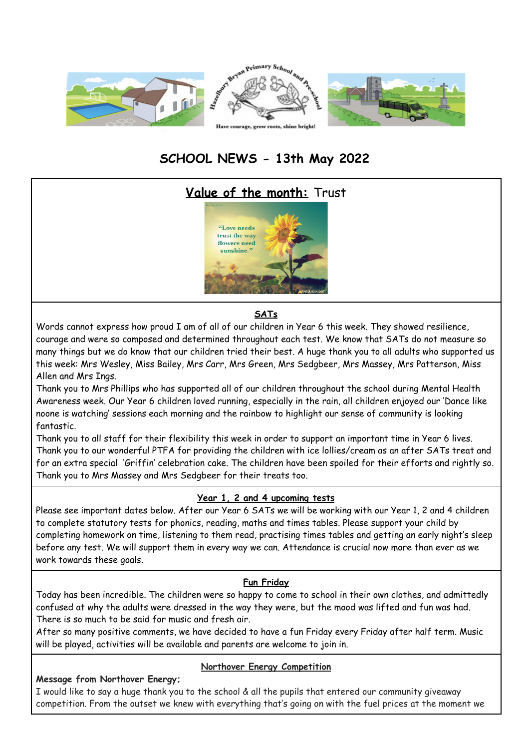Hazelbury Bryan Primary School and Pre-school

Have courage, grow roots, shine bright!

# SCHOOL NEWS - 13th May 2022

## Value of the month: Trust

"Love needs trust the way flowers need sunshine."

## SATs

Words cannot express how proud I am of all of our children in Year 6 this week. They showed resilience, courage and were so composed and determined throughout each test. We know that SATs do not measure so many things but we do know that our children tried their best. A huge thank you to all adults who supported us this week: Mrs Wesley, Miss Bailey, Mrs Carr, Mrs Green, Mrs Sedgbeer, Mrs Massey, Mrs Patterson, Miss Allen and Mrs Ings.

Thank you to Mrs Phillips who has supported all of our children throughout the school during Mental Health Awareness week. Our Year 6 children loved running, especially in the rain, all children enjoyed our 'Dance like noone is watching' sessions each morning and the rainbow to highlight our sense of community is looking fantastic.

Thank you to all staff for their flexibility this week in order to support an important time in Year 6 lives. Thank you to our wonderful PTFA for providing the children with ice lollies/cream as an after SATs treat and for an extra special 'Griffin' celebration cake. The children have been spoiled for their efforts and rightly so. Thank you to Mrs Massey and Mrs Sedgbeer for their treats too.

## Year 1, 2 and 4 upcoming tests

Please see important dates below. After our Year 6 SATs we will be working with our Year 1, 2 and 4 children to complete statutory tests for phonics, reading, maths and times tables. Please support your child by completing homework on time, listening to them read, practising times tables and getting an early night's sleep before any test. We will support them in every way we can. Attendance is crucial now more than ever as we work towards these goals.

## Fun Friday

Today has been incredible. The children were so happy to come to school in their own clothes, and admittedly confused at why the adults were dressed in the way they were, but the mood was lifted and fun was had. There is so much to be said for music and fresh air.

After so many positive comments, we have decided to have a fun Friday every Friday after half term. Music will be played, activities will be available and parents are welcome to join in.

## Northover Energy Competition

**Message from Northover Energy;**

I would like to say a huge thank you to the school & all the pupils that entered our community giveaway competition. From the outset we knew with everything that's going on with the fuel prices at the moment we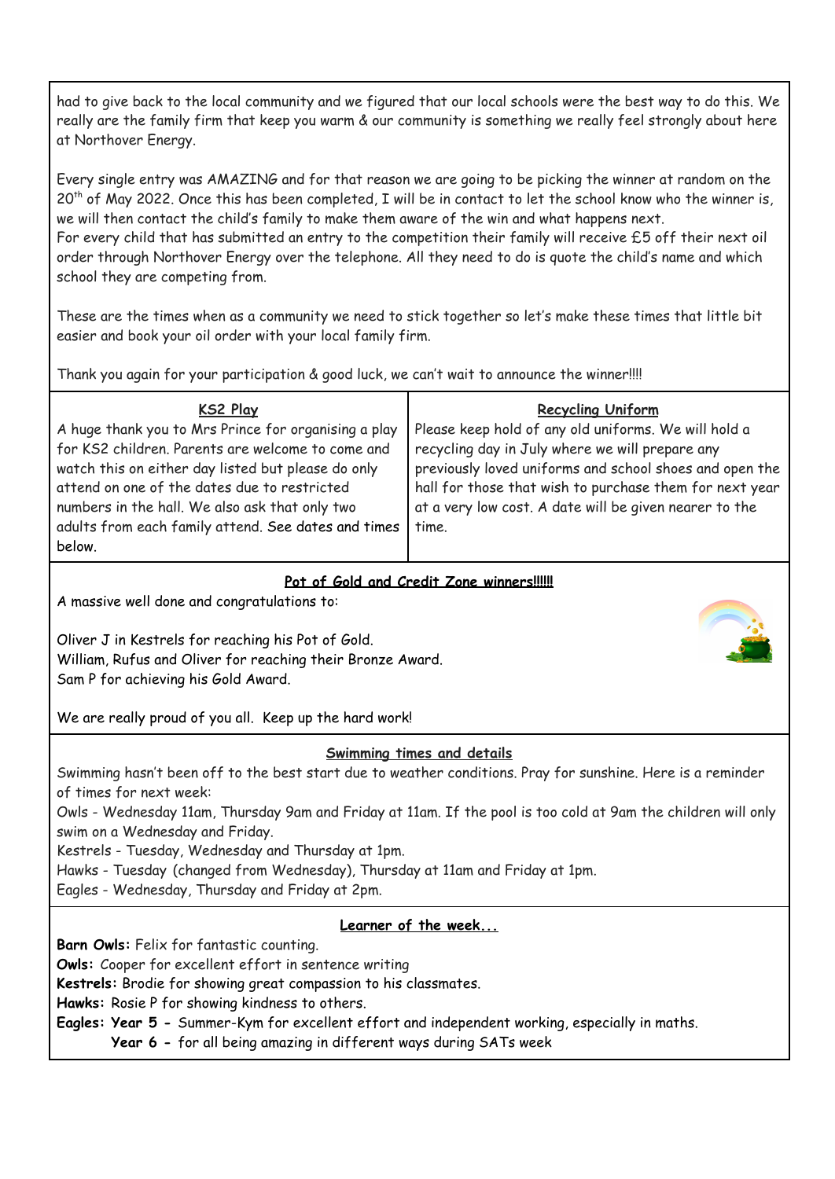had to give back to the local community and we figured that our local schools were the best way to do this. We really are the family firm that keep you warm & our community is something we really feel strongly about here at Northover Energy.

Every single entry was AMAZING and for that reason we are going to be picking the winner at random on the 20th of May 2022. Once this has been completed, I will be in contact to let the school know who the winner is, we will then contact the child's family to make them aware of the win and what happens next.
For every child that has submitted an entry to the competition their family will receive £5 off their next oil order through Northover Energy over the telephone. All they need to do is quote the child's name and which school they are competing from.

These are the times when as a community we need to stick together so let's make these times that little bit easier and book your oil order with your local family firm.

Thank you again for your participation & good luck, we can't wait to announce the winner!!!!

## KS2 Play

A huge thank you to Mrs Prince for organising a play for KS2 children. Parents are welcome to come and watch this on either day listed but please do only attend on one of the dates due to restricted numbers in the hall. We also ask that only two adults from each family attend. See dates and times below.

## Recycling Uniform

Please keep hold of any old uniforms. We will hold a recycling day in July where we will prepare any previously loved uniforms and school shoes and open the hall for those that wish to purchase them for next year at a very low cost. A date will be given nearer to the time.

## Pot of Gold and Credit Zone winners!!!!!!

A massive well done and congratulations to:

Oliver J in Kestrels for reaching his Pot of Gold.
William, Rufus and Oliver for reaching their Bronze Award.
Sam P for achieving his Gold Award.

We are really proud of you all. Keep up the hard work!

## Swimming times and details

Swimming hasn't been off to the best start due to weather conditions. Pray for sunshine. Here is a reminder of times for next week:
Owls - Wednesday 11am, Thursday 9am and Friday at 11am. If the pool is too cold at 9am the children will only swim on a Wednesday and Friday.
Kestrels - Tuesday, Wednesday and Thursday at 1pm.
Hawks - Tuesday (changed from Wednesday), Thursday at 11am and Friday at 1pm.
Eagles - Wednesday, Thursday and Friday at 2pm.

## Learner of the week...

**Barn Owls:** Felix for fantastic counting.
**Owls:** Cooper for excellent effort in sentence writing
**Kestrels:** Brodie for showing great compassion to his classmates.
**Hawks:** Rosie P for showing kindness to others.
**Eagles: Year 5 -** Summer-Kym for excellent effort and independent working, especially in maths.
**Year 6 -** for all being amazing in different ways during SATs week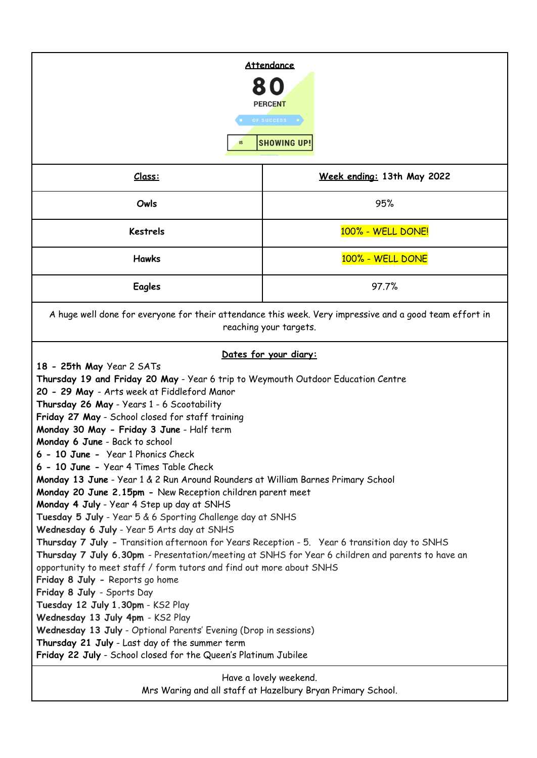## Attendance

80 PERCENT OF SUCCESS IS SHOWING UP!

| Class: | Week ending: 13th May 2022 |
|---|---|
| Owls | 95% |
| Kestrels | 100% - WELL DONE! |
| Hawks | 100% - WELL DONE |
| Eagles | 97.7% |

A huge well done for everyone for their attendance this week. Very impressive and a good team effort in reaching your targets.

## Dates for your diary:

**18 - 25th May** Year 2 SATs
**Thursday 19 and Friday 20 May** - Year 6 trip to Weymouth Outdoor Education Centre
**20 - 29 May** - Arts week at Fiddleford Manor
**Thursday 26 May** - Years 1 - 6 Scootability
**Friday 27 May** - School closed for staff training
**Monday 30 May - Friday 3 June** - Half term
**Monday 6 June** - Back to school
**6 - 10 June -** Year 1 Phonics Check
**6 - 10 June -** Year 4 Times Table Check
**Monday 13 June** - Year 1 & 2 Run Around Rounders at William Barnes Primary School
**Monday 20 June 2.15pm -** New Reception children parent meet
**Monday 4 July** - Year 4 Step up day at SNHS
**Tuesday 5 July** - Year 5 & 6 Sporting Challenge day at SNHS
**Wednesday 6 July** - Year 5 Arts day at SNHS
**Thursday 7 July -** Transition afternoon for Years Reception - 5. Year 6 transition day to SNHS
**Thursday 7 July 6.30pm** - Presentation/meeting at SNHS for Year 6 children and parents to have an opportunity to meet staff / form tutors and find out more about SNHS
**Friday 8 July -** Reports go home
**Friday 8 July** - Sports Day
**Tuesday 12 July 1.30pm** - KS2 Play
**Wednesday 13 July 4pm** - KS2 Play
**Wednesday 13 July** - Optional Parents' Evening (Drop in sessions)
**Thursday 21 July** - Last day of the summer term
**Friday 22 July** - School closed for the Queen's Platinum Jubilee

Have a lovely weekend.
Mrs Waring and all staff at Hazelbury Bryan Primary School.